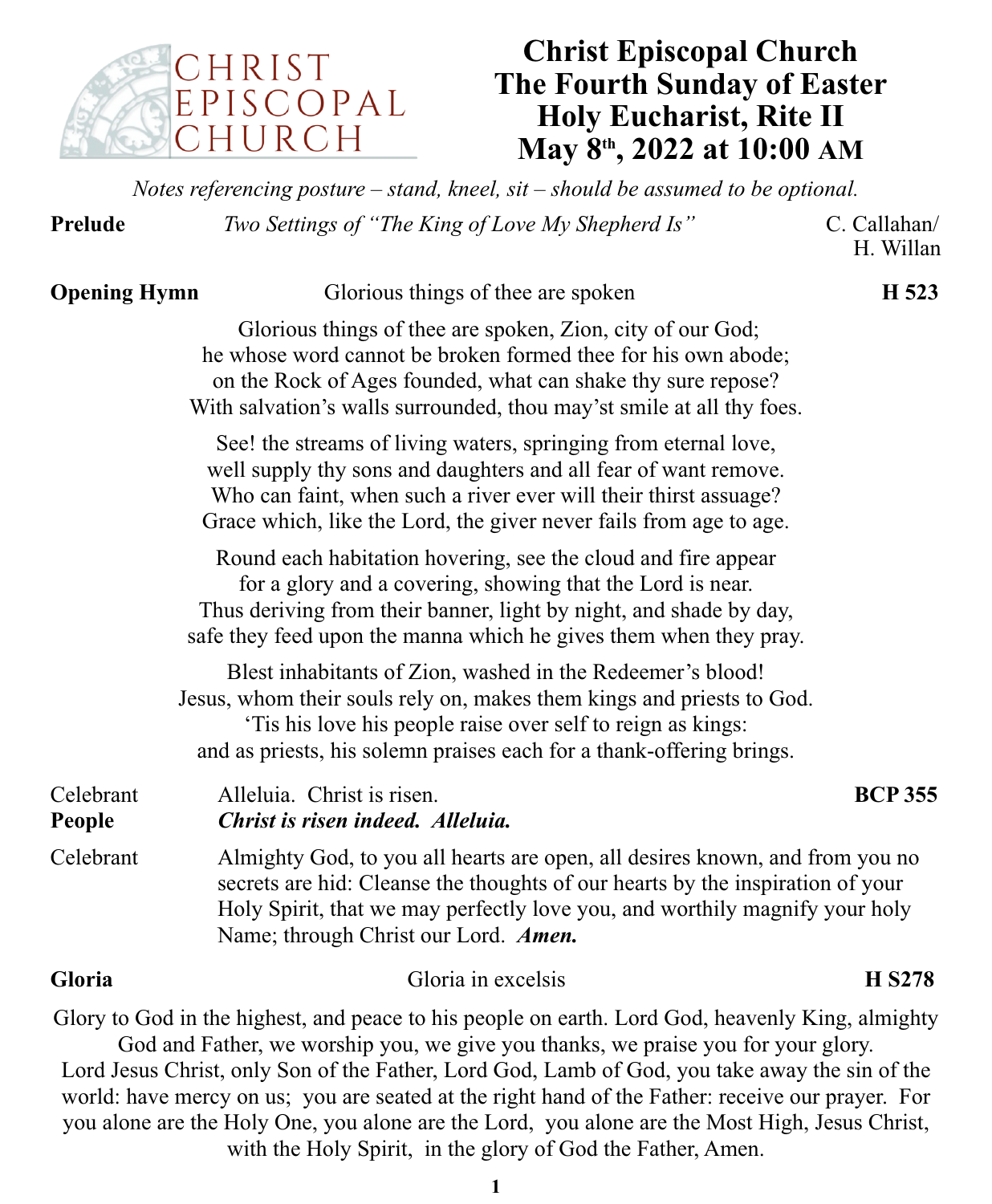CHRIST EPISCOPAL CHURCH

# Christ Episcopal Church
# The Fourth Sunday of Easter
# Holy Eucharist, Rite II
# May 8th, 2022 at 10:00 AM

*Notes referencing posture – stand, kneel, sit – should be assumed to be optional.*

**Prelude** *Two Settings of "The King of Love My Shepherd Is"* C. Callahan/ H. Willan

**Opening Hymn** Glorious things of thee are spoken **H 523**

Glorious things of thee are spoken, Zion, city of our God;
he whose word cannot be broken formed thee for his own abode;
on the Rock of Ages founded, what can shake thy sure repose?
With salvation's walls surrounded, thou may'st smile at all thy foes.

See! the streams of living waters, springing from eternal love,
well supply thy sons and daughters and all fear of want remove.
Who can faint, when such a river ever will their thirst assuage?
Grace which, like the Lord, the giver never fails from age to age.

Round each habitation hovering, see the cloud and fire appear
for a glory and a covering, showing that the Lord is near.
Thus deriving from their banner, light by night, and shade by day,
safe they feed upon the manna which he gives them when they pray.

Blest inhabitants of Zion, washed in the Redeemer's blood!
Jesus, whom their souls rely on, makes them kings and priests to God.
'Tis his love his people raise over self to reign as kings:
and as priests, his solemn praises each for a thank-offering brings.

Celebrant Alleluia. Christ is risen. **BCP 355**
**People** ***Christ is risen indeed. Alleluia.***

Celebrant Almighty God, to you all hearts are open, all desires known, and from you no secrets are hid: Cleanse the thoughts of our hearts by the inspiration of your Holy Spirit, that we may perfectly love you, and worthily magnify your holy Name; through Christ our Lord. ***Amen.***

**Gloria** Gloria in excelsis **H S278**

Glory to God in the highest, and peace to his people on earth. Lord God, heavenly King, almighty God and Father, we worship you, we give you thanks, we praise you for your glory. Lord Jesus Christ, only Son of the Father, Lord God, Lamb of God, you take away the sin of the world: have mercy on us; you are seated at the right hand of the Father: receive our prayer. For you alone are the Holy One, you alone are the Lord, you alone are the Most High, Jesus Christ, with the Holy Spirit, in the glory of God the Father, Amen.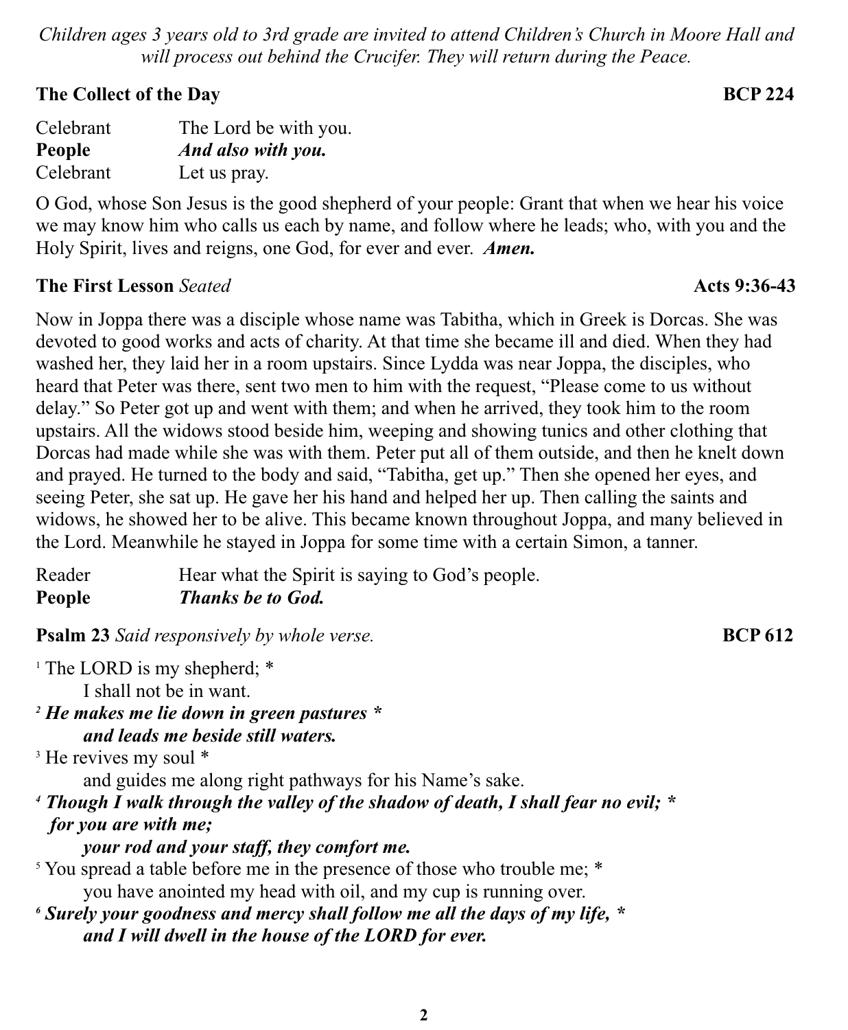*Children ages 3 years old to 3rd grade are invited to attend Children's Church in Moore Hall and will process out behind the Crucifer. They will return during the Peace.*

**The Collect of the Day** **BCP 224**

Celebrant The Lord be with you.
**People** ***And also with you.***
Celebrant Let us pray.

O God, whose Son Jesus is the good shepherd of your people: Grant that when we hear his voice we may know him who calls us each by name, and follow where he leads; who, with you and the Holy Spirit, lives and reigns, one God, for ever and ever. ***Amen.***

**The First Lesson** *Seated* **Acts 9:36-43**

Now in Joppa there was a disciple whose name was Tabitha, which in Greek is Dorcas. She was devoted to good works and acts of charity. At that time she became ill and died. When they had washed her, they laid her in a room upstairs. Since Lydda was near Joppa, the disciples, who heard that Peter was there, sent two men to him with the request, "Please come to us without delay." So Peter got up and went with them; and when he arrived, they took him to the room upstairs. All the widows stood beside him, weeping and showing tunics and other clothing that Dorcas had made while she was with them. Peter put all of them outside, and then he knelt down and prayed. He turned to the body and said, "Tabitha, get up." Then she opened her eyes, and seeing Peter, she sat up. He gave her his hand and helped her up. Then calling the saints and widows, he showed her to be alive. This became known throughout Joppa, and many believed in the Lord. Meanwhile he stayed in Joppa for some time with a certain Simon, a tanner.

Reader Hear what the Spirit is saying to God's people.
**People** ***Thanks be to God.***

**Psalm 23** *Said responsively by whole verse.* **BCP 612**

[1] The LORD is my shepherd; *
  I shall not be in want.
***[2] He makes me lie down in green pastures \****
  ***and leads me beside still waters.***
[3] He revives my soul *
  and guides me along right pathways for his Name's sake.
***[4] Though I walk through the valley of the shadow of death, I shall fear no evil; \****
  ***for you are with me;***
  ***your rod and your staff, they comfort me.***
[5] You spread a table before me in the presence of those who trouble me; *
  you have anointed my head with oil, and my cup is running over.
***[6] Surely your goodness and mercy shall follow me all the days of my life, \****
  ***and I will dwell in the house of the LORD for ever.***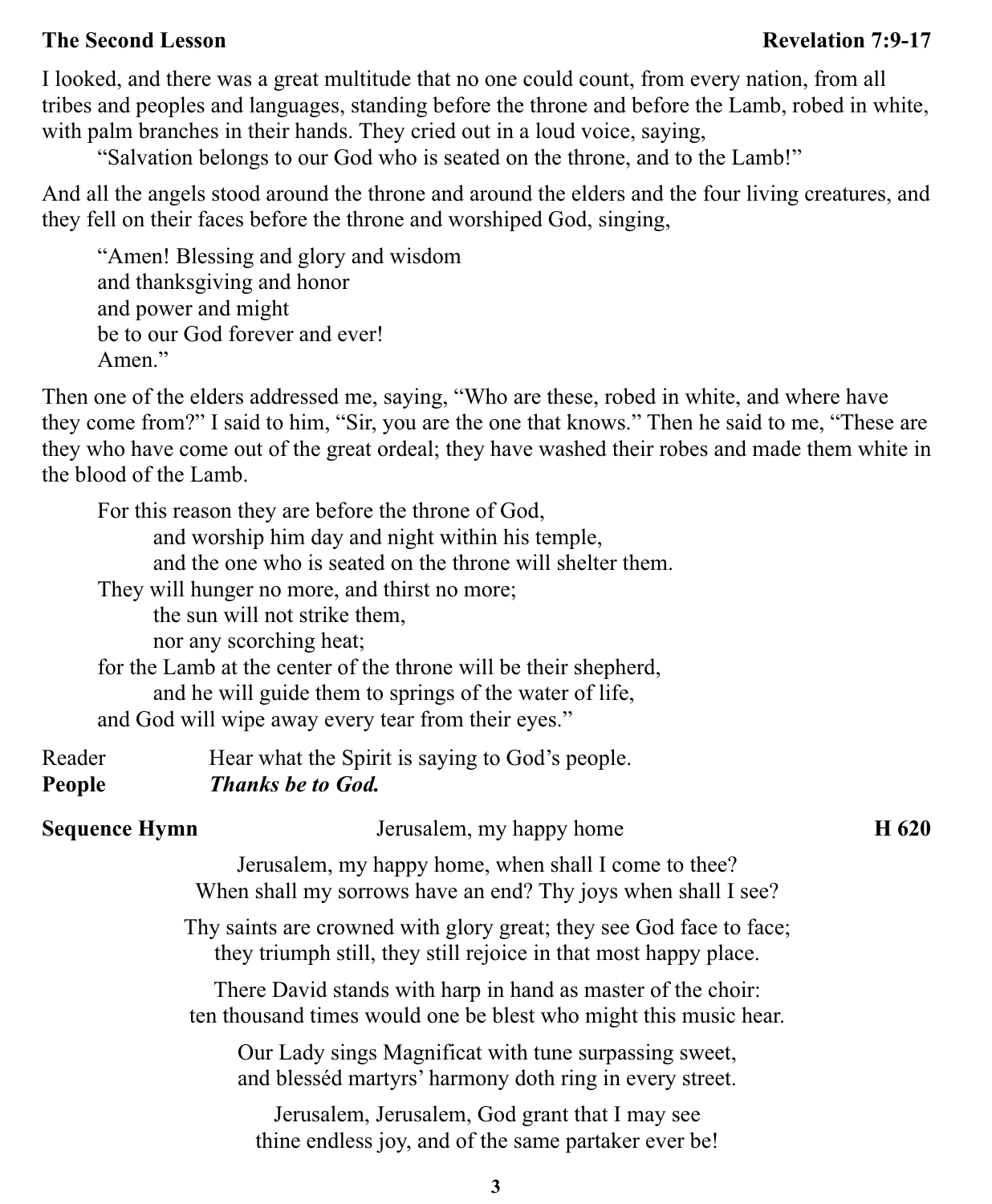**The Second Lesson** **Revelation 7:9-17**

I looked, and there was a great multitude that no one could count, from every nation, from all tribes and peoples and languages, standing before the throne and before the Lamb, robed in white, with palm branches in their hands. They cried out in a loud voice, saying,

“Salvation belongs to our God who is seated on the throne, and to the Lamb!”

And all the angels stood around the throne and around the elders and the four living creatures, and they fell on their faces before the throne and worshiped God, singing,

> “Amen! Blessing and glory and wisdom
> and thanksgiving and honor
> and power and might
> be to our God forever and ever!
> Amen.”

Then one of the elders addressed me, saying, “Who are these, robed in white, and where have they come from?” I said to him, “Sir, you are the one that knows.” Then he said to me, “These are they who have come out of the great ordeal; they have washed their robes and made them white in the blood of the Lamb.

> For this reason they are before the throne of God,
> and worship him day and night within his temple,
> and the one who is seated on the throne will shelter them.
> They will hunger no more, and thirst no more;
> the sun will not strike them,
> nor any scorching heat;
> for the Lamb at the center of the throne will be their shepherd,
> and he will guide them to springs of the water of life,
> and God will wipe away every tear from their eyes.”

Reader Hear what the Spirit is saying to God’s people.
**People** ***Thanks be to God.***

**Sequence Hymn** Jerusalem, my happy home **H 620**

Jerusalem, my happy home, when shall I come to thee?
When shall my sorrows have an end? Thy joys when shall I see?

Thy saints are crowned with glory great; they see God face to face;
they triumph still, they still rejoice in that most happy place.

There David stands with harp in hand as master of the choir:
ten thousand times would one be blest who might this music hear.

Our Lady sings Magnificat with tune surpassing sweet,
and blesséd martyrs’ harmony doth ring in every street.

Jerusalem, Jerusalem, God grant that I may see
thine endless joy, and of the same partaker ever be!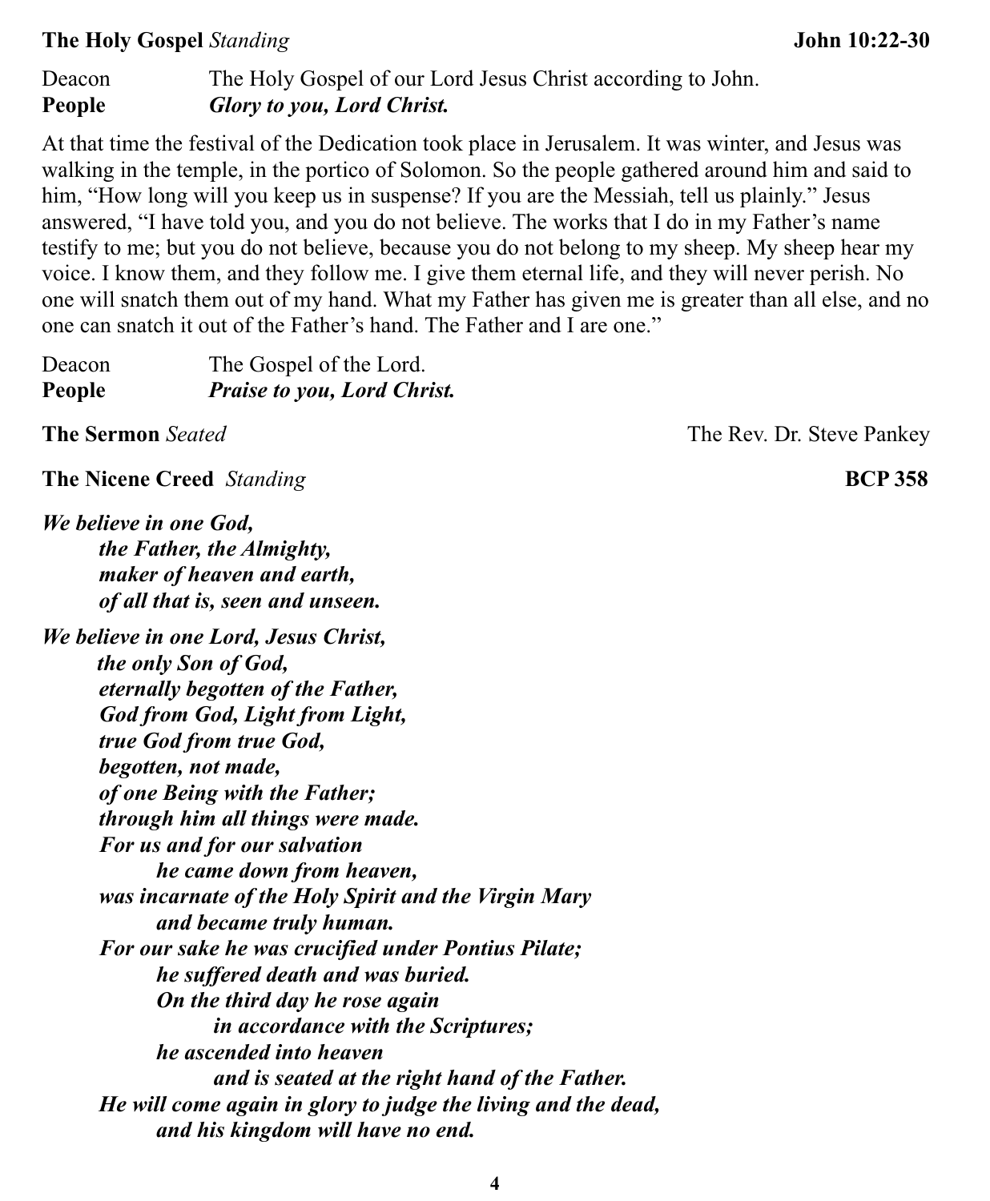**The Holy Gospel** *Standing* **John 10:22-30**

Deacon The Holy Gospel of our Lord Jesus Christ according to John.
**People** ***Glory to you, Lord Christ.***

At that time the festival of the Dedication took place in Jerusalem. It was winter, and Jesus was walking in the temple, in the portico of Solomon. So the people gathered around him and said to him, "How long will you keep us in suspense? If you are the Messiah, tell us plainly." Jesus answered, "I have told you, and you do not believe. The works that I do in my Father's name testify to me; but you do not believe, because you do not belong to my sheep. My sheep hear my voice. I know them, and they follow me. I give them eternal life, and they will never perish. No one will snatch them out of my hand. What my Father has given me is greater than all else, and no one can snatch it out of the Father's hand. The Father and I are one."

Deacon The Gospel of the Lord.
**People** ***Praise to you, Lord Christ.***

**The Sermon** *Seated* The Rev. Dr. Steve Pankey

**The Nicene Creed** *Standing* **BCP 358**

***We believe in one God,***
***the Father, the Almighty,***
***maker of heaven and earth,***
***of all that is, seen and unseen.***

***We believe in one Lord, Jesus Christ,***
***the only Son of God,***
***eternally begotten of the Father,***
***God from God, Light from Light,***
***true God from true God,***
***begotten, not made,***
***of one Being with the Father;***
***through him all things were made.***
***For us and for our salvation***
***he came down from heaven,***
***was incarnate of the Holy Spirit and the Virgin Mary***
***and became truly human.***
***For our sake he was crucified under Pontius Pilate;***
***he suffered death and was buried.***
***On the third day he rose again***
***in accordance with the Scriptures;***
***he ascended into heaven***
***and is seated at the right hand of the Father.***
***He will come again in glory to judge the living and the dead,***
***and his kingdom will have no end.***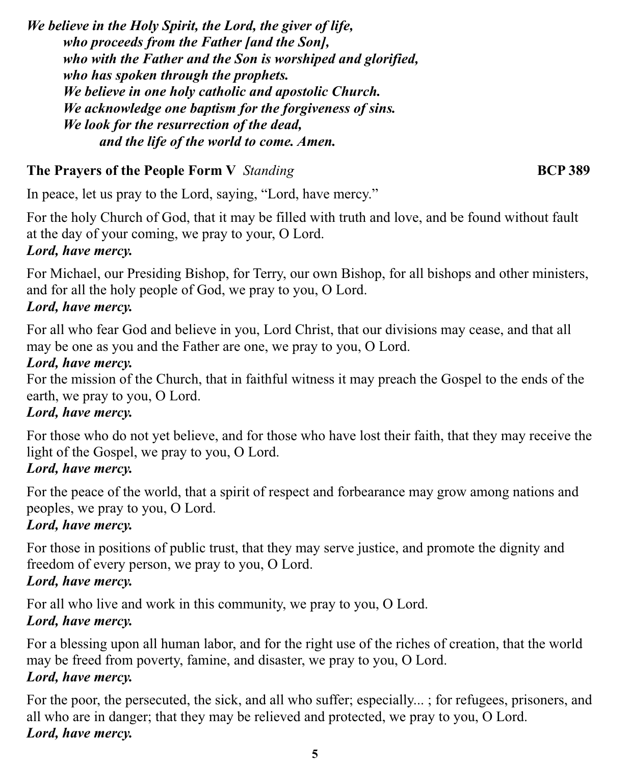***We believe in the Holy Spirit, the Lord, the giver of life,***
***who proceeds from the Father [and the Son],***
***who with the Father and the Son is worshiped and glorified,***
***who has spoken through the prophets.***
***We believe in one holy catholic and apostolic Church.***
***We acknowledge one baptism for the forgiveness of sins.***
***We look for the resurrection of the dead,***
***and the life of the world to come. Amen.***

**The Prayers of the People Form V** *Standing* **BCP 389**

In peace, let us pray to the Lord, saying, "Lord, have mercy."

For the holy Church of God, that it may be filled with truth and love, and be found without fault at the day of your coming, we pray to your, O Lord.
***Lord, have mercy.***

For Michael, our Presiding Bishop, for Terry, our own Bishop, for all bishops and other ministers, and for all the holy people of God, we pray to you, O Lord.
***Lord, have mercy.***

For all who fear God and believe in you, Lord Christ, that our divisions may cease, and that all may be one as you and the Father are one, we pray to you, O Lord.
***Lord, have mercy.***

For the mission of the Church, that in faithful witness it may preach the Gospel to the ends of the earth, we pray to you, O Lord.
***Lord, have mercy.***

For those who do not yet believe, and for those who have lost their faith, that they may receive the light of the Gospel, we pray to you, O Lord.
***Lord, have mercy.***

For the peace of the world, that a spirit of respect and forbearance may grow among nations and peoples, we pray to you, O Lord.
***Lord, have mercy.***

For those in positions of public trust, that they may serve justice, and promote the dignity and freedom of every person, we pray to you, O Lord.
***Lord, have mercy.***

For all who live and work in this community, we pray to you, O Lord.
***Lord, have mercy.***

For a blessing upon all human labor, and for the right use of the riches of creation, that the world may be freed from poverty, famine, and disaster, we pray to you, O Lord.
***Lord, have mercy.***

For the poor, the persecuted, the sick, and all who suffer; especially... ; for refugees, prisoners, and all who are in danger; that they may be relieved and protected, we pray to you, O Lord.
***Lord, have mercy.***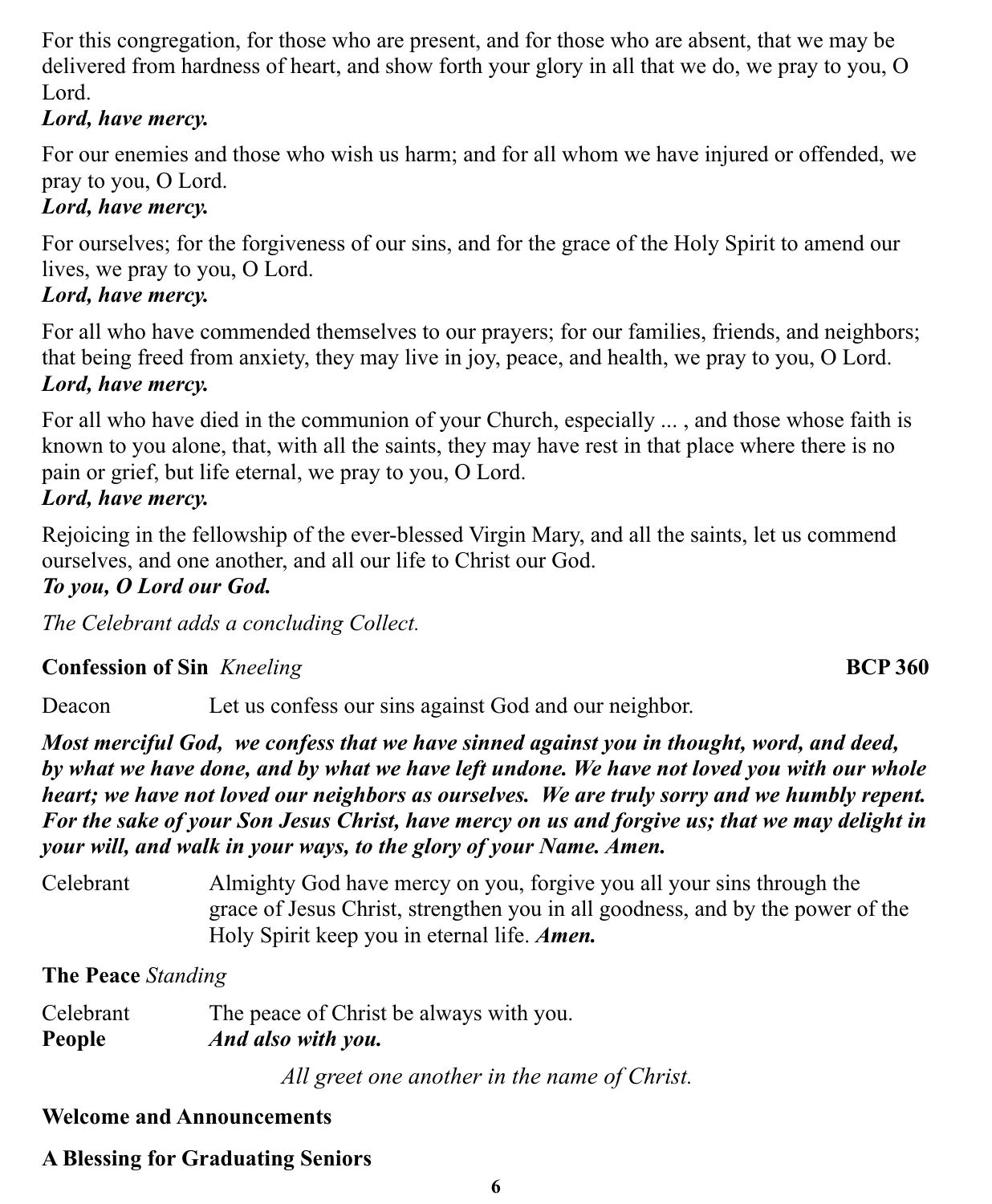For this congregation, for those who are present, and for those who are absent, that we may be delivered from hardness of heart, and show forth your glory in all that we do, we pray to you, O Lord.
***Lord, have mercy.***

For our enemies and those who wish us harm; and for all whom we have injured or offended, we pray to you, O Lord.
***Lord, have mercy.***

For ourselves; for the forgiveness of our sins, and for the grace of the Holy Spirit to amend our lives, we pray to you, O Lord.
***Lord, have mercy.***

For all who have commended themselves to our prayers; for our families, friends, and neighbors; that being freed from anxiety, they may live in joy, peace, and health, we pray to you, O Lord.
***Lord, have mercy.***

For all who have died in the communion of your Church, especially ... , and those whose faith is known to you alone, that, with all the saints, they may have rest in that place where there is no pain or grief, but life eternal, we pray to you, O Lord.
***Lord, have mercy.***

Rejoicing in the fellowship of the ever-blessed Virgin Mary, and all the saints, let us commend ourselves, and one another, and all our life to Christ our God.
***To you, O Lord our God.***

*The Celebrant adds a concluding Collect.*

**Confession of Sin** *Kneeling* **BCP 360**

Deacon Let us confess our sins against God and our neighbor.

***Most merciful God, we confess that we have sinned against you in thought, word, and deed, by what we have done, and by what we have left undone. We have not loved you with our whole heart; we have not loved our neighbors as ourselves. We are truly sorry and we humbly repent. For the sake of your Son Jesus Christ, have mercy on us and forgive us; that we may delight in your will, and walk in your ways, to the glory of your Name. Amen.***

Celebrant Almighty God have mercy on you, forgive you all your sins through the grace of Jesus Christ, strengthen you in all goodness, and by the power of the Holy Spirit keep you in eternal life. ***Amen.***

**The Peace** *Standing*

Celebrant The peace of Christ be always with you.
**People** ***And also with you.***

*All greet one another in the name of Christ.*

**Welcome and Announcements**

**A Blessing for Graduating Seniors**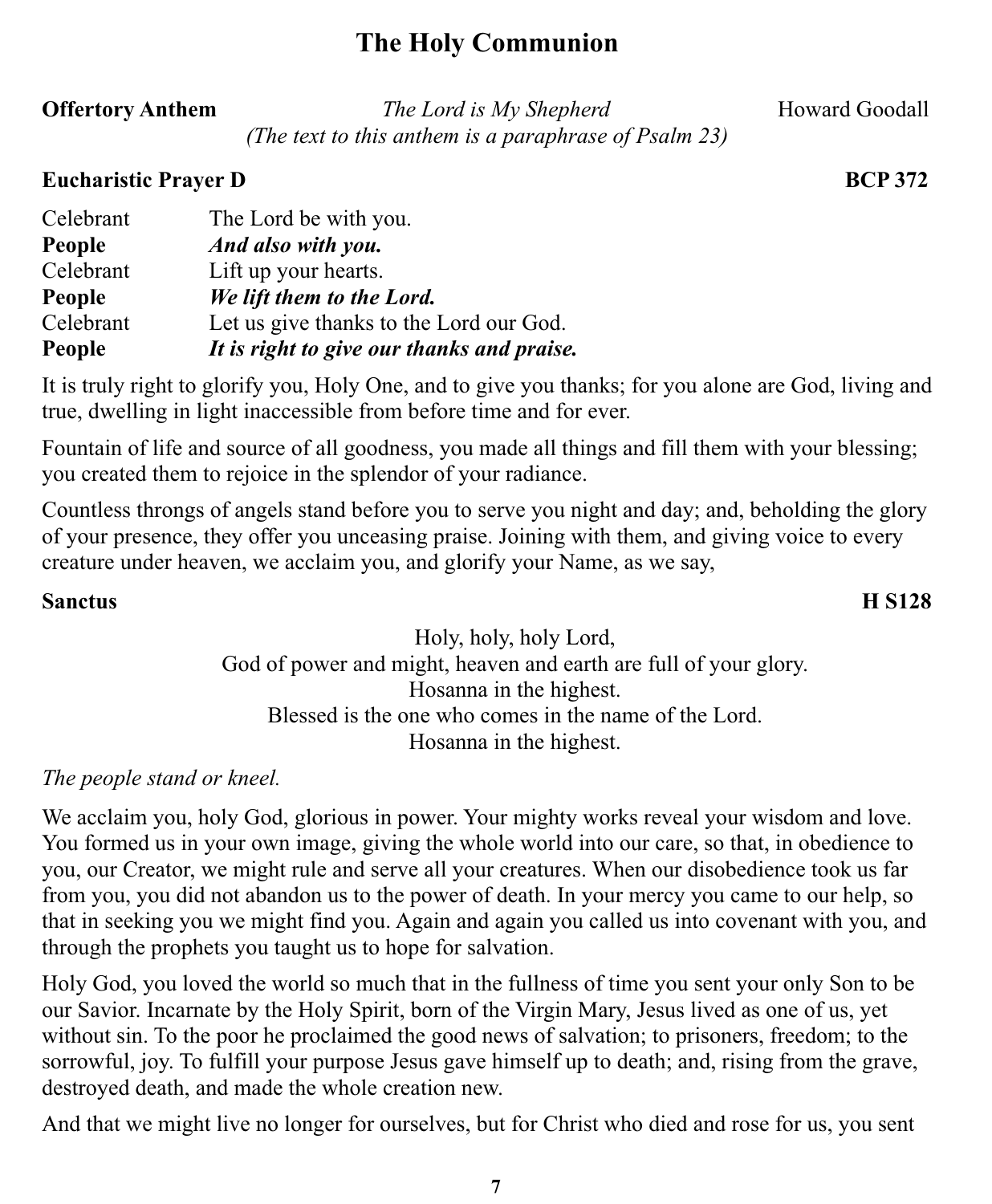# The Holy Communion

**Offertory Anthem** *The Lord is My Shepherd* Howard Goodall
*(The text to this anthem is a paraphrase of Psalm 23)*

**Eucharistic Prayer D** **BCP 372**

| | |
|---|---|
| Celebrant | The Lord be with you. |
| **People** | ***And also with you.*** |
| Celebrant | Lift up your hearts. |
| **People** | ***We lift them to the Lord.*** |
| Celebrant | Let us give thanks to the Lord our God. |
| **People** | ***It is right to give our thanks and praise.*** |

It is truly right to glorify you, Holy One, and to give you thanks; for you alone are God, living and true, dwelling in light inaccessible from before time and for ever.

Fountain of life and source of all goodness, you made all things and fill them with your blessing; you created them to rejoice in the splendor of your radiance.

Countless throngs of angels stand before you to serve you night and day; and, beholding the glory of your presence, they offer you unceasing praise. Joining with them, and giving voice to every creature under heaven, we acclaim you, and glorify your Name, as we say,

**Sanctus** **H S128**

Holy, holy, holy Lord,
God of power and might, heaven and earth are full of your glory.
Hosanna in the highest.
Blessed is the one who comes in the name of the Lord.
Hosanna in the highest.

*The people stand or kneel.*

We acclaim you, holy God, glorious in power. Your mighty works reveal your wisdom and love. You formed us in your own image, giving the whole world into our care, so that, in obedience to you, our Creator, we might rule and serve all your creatures. When our disobedience took us far from you, you did not abandon us to the power of death. In your mercy you came to our help, so that in seeking you we might find you. Again and again you called us into covenant with you, and through the prophets you taught us to hope for salvation.

Holy God, you loved the world so much that in the fullness of time you sent your only Son to be our Savior. Incarnate by the Holy Spirit, born of the Virgin Mary, Jesus lived as one of us, yet without sin. To the poor he proclaimed the good news of salvation; to prisoners, freedom; to the sorrowful, joy. To fulfill your purpose Jesus gave himself up to death; and, rising from the grave, destroyed death, and made the whole creation new.

And that we might live no longer for ourselves, but for Christ who died and rose for us, you sent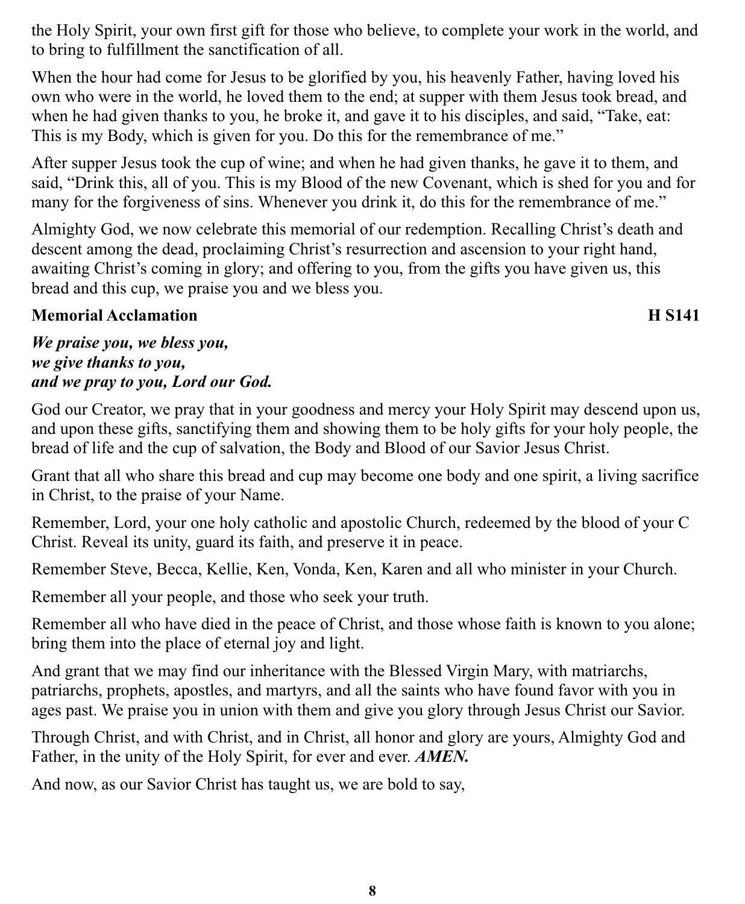the Holy Spirit, your own first gift for those who believe, to complete your work in the world, and to bring to fulfillment the sanctification of all.

When the hour had come for Jesus to be glorified by you, his heavenly Father, having loved his own who were in the world, he loved them to the end; at supper with them Jesus took bread, and when he had given thanks to you, he broke it, and gave it to his disciples, and said, "Take, eat: This is my Body, which is given for you. Do this for the remembrance of me."

After supper Jesus took the cup of wine; and when he had given thanks, he gave it to them, and said, "Drink this, all of you. This is my Blood of the new Covenant, which is shed for you and for many for the forgiveness of sins. Whenever you drink it, do this for the remembrance of me."

Almighty God, we now celebrate this memorial of our redemption. Recalling Christ's death and descent among the dead, proclaiming Christ's resurrection and ascension to your right hand, awaiting Christ's coming in glory; and offering to you, from the gifts you have given us, this bread and this cup, we praise you and we bless you.

**Memorial Acclamation** **H S141**

***We praise you, we bless you,***
***we give thanks to you,***
***and we pray to you, Lord our God.***

God our Creator, we pray that in your goodness and mercy your Holy Spirit may descend upon us, and upon these gifts, sanctifying them and showing them to be holy gifts for your holy people, the bread of life and the cup of salvation, the Body and Blood of our Savior Jesus Christ.

Grant that all who share this bread and cup may become one body and one spirit, a living sacrifice in Christ, to the praise of your Name.

Remember, Lord, your one holy catholic and apostolic Church, redeemed by the blood of your C Christ. Reveal its unity, guard its faith, and preserve it in peace.

Remember Steve, Becca, Kellie, Ken, Vonda, Ken, Karen and all who minister in your Church.

Remember all your people, and those who seek your truth.

Remember all who have died in the peace of Christ, and those whose faith is known to you alone; bring them into the place of eternal joy and light.

And grant that we may find our inheritance with the Blessed Virgin Mary, with matriarchs, patriarchs, prophets, apostles, and martyrs, and all the saints who have found favor with you in ages past. We praise you in union with them and give you glory through Jesus Christ our Savior.

Through Christ, and with Christ, and in Christ, all honor and glory are yours, Almighty God and Father, in the unity of the Holy Spirit, for ever and ever. ***AMEN.***

And now, as our Savior Christ has taught us, we are bold to say,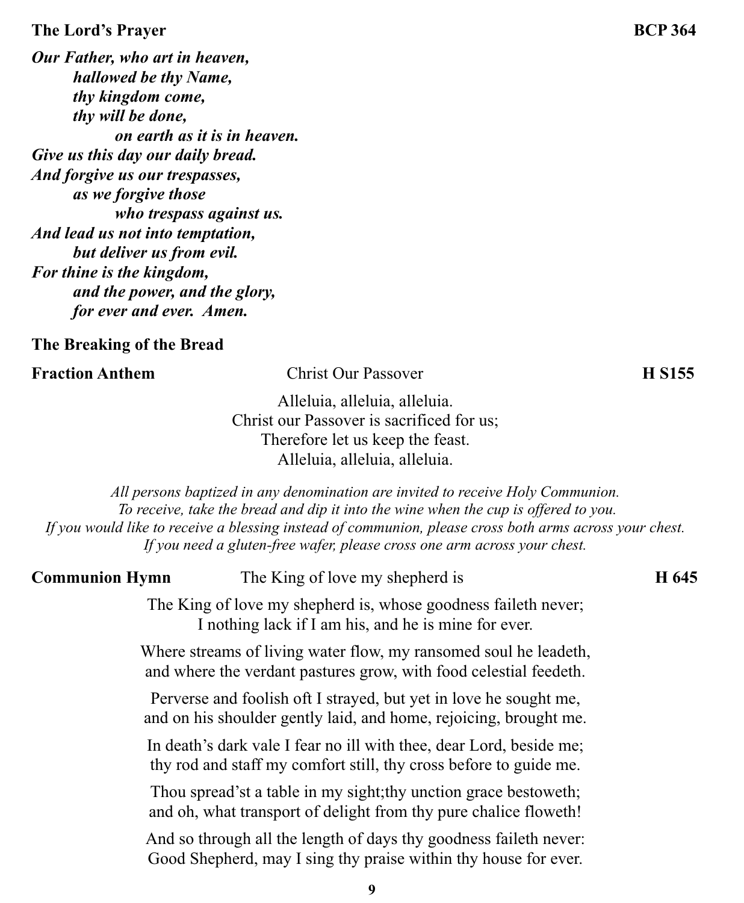**The Lord's Prayer** **BCP 364**

***Our Father, who art in heaven,***
***hallowed be thy Name,***
***thy kingdom come,***
***thy will be done,***
***on earth as it is in heaven.***
***Give us this day our daily bread.***
***And forgive us our trespasses,***
***as we forgive those***
***who trespass against us.***
***And lead us not into temptation,***
***but deliver us from evil.***
***For thine is the kingdom,***
***and the power, and the glory,***
***for ever and ever. Amen.***

**The Breaking of the Bread**

**Fraction Anthem** Christ Our Passover **H S155**

Alleluia, alleluia, alleluia.
Christ our Passover is sacrificed for us;
Therefore let us keep the feast.
Alleluia, alleluia, alleluia.

*All persons baptized in any denomination are invited to receive Holy Communion.*
*To receive, take the bread and dip it into the wine when the cup is offered to you.*
*If you would like to receive a blessing instead of communion, please cross both arms across your chest.*
*If you need a gluten-free wafer, please cross one arm across your chest.*

**Communion Hymn** The King of love my shepherd is **H 645**

The King of love my shepherd is, whose goodness faileth never;
I nothing lack if I am his, and he is mine for ever.

Where streams of living water flow, my ransomed soul he leadeth,
and where the verdant pastures grow, with food celestial feedeth.

Perverse and foolish oft I strayed, but yet in love he sought me,
and on his shoulder gently laid, and home, rejoicing, brought me.

In death's dark vale I fear no ill with thee, dear Lord, beside me;
thy rod and staff my comfort still, thy cross before to guide me.

Thou spread'st a table in my sight;thy unction grace bestoweth;
and oh, what transport of delight from thy pure chalice floweth!

And so through all the length of days thy goodness faileth never:
Good Shepherd, may I sing thy praise within thy house for ever.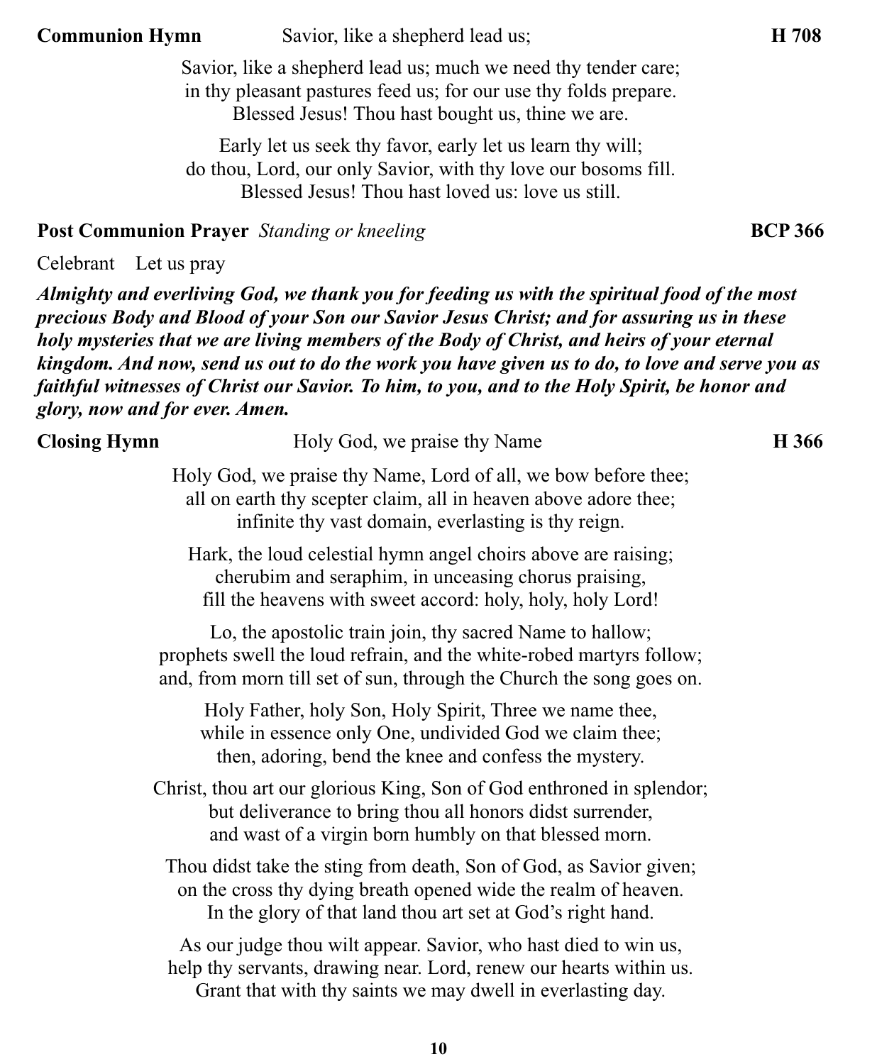**Communion Hymn** Savior, like a shepherd lead us; **H 708**

Savior, like a shepherd lead us; much we need thy tender care;
in thy pleasant pastures feed us; for our use thy folds prepare.
Blessed Jesus! Thou hast bought us, thine we are.

Early let us seek thy favor, early let us learn thy will;
do thou, Lord, our only Savior, with thy love our bosoms fill.
Blessed Jesus! Thou hast loved us: love us still.

**Post Communion Prayer** *Standing or kneeling* **BCP 366**

Celebrant Let us pray

***Almighty and everliving God, we thank you for feeding us with the spiritual food of the most precious Body and Blood of your Son our Savior Jesus Christ; and for assuring us in these holy mysteries that we are living members of the Body of Christ, and heirs of your eternal kingdom. And now, send us out to do the work you have given us to do, to love and serve you as faithful witnesses of Christ our Savior. To him, to you, and to the Holy Spirit, be honor and glory, now and for ever. Amen.***

**Closing Hymn** Holy God, we praise thy Name **H 366**

Holy God, we praise thy Name, Lord of all, we bow before thee;
all on earth thy scepter claim, all in heaven above adore thee;
infinite thy vast domain, everlasting is thy reign.

Hark, the loud celestial hymn angel choirs above are raising;
cherubim and seraphim, in unceasing chorus praising,
fill the heavens with sweet accord: holy, holy, holy Lord!

Lo, the apostolic train join, thy sacred Name to hallow;
prophets swell the loud refrain, and the white-robed martyrs follow;
and, from morn till set of sun, through the Church the song goes on.

Holy Father, holy Son, Holy Spirit, Three we name thee,
while in essence only One, undivided God we claim thee;
then, adoring, bend the knee and confess the mystery.

Christ, thou art our glorious King, Son of God enthroned in splendor;
but deliverance to bring thou all honors didst surrender,
and wast of a virgin born humbly on that blessed morn.

Thou didst take the sting from death, Son of God, as Savior given;
on the cross thy dying breath opened wide the realm of heaven.
In the glory of that land thou art set at God's right hand.

As our judge thou wilt appear. Savior, who hast died to win us,
help thy servants, drawing near. Lord, renew our hearts within us.
Grant that with thy saints we may dwell in everlasting day.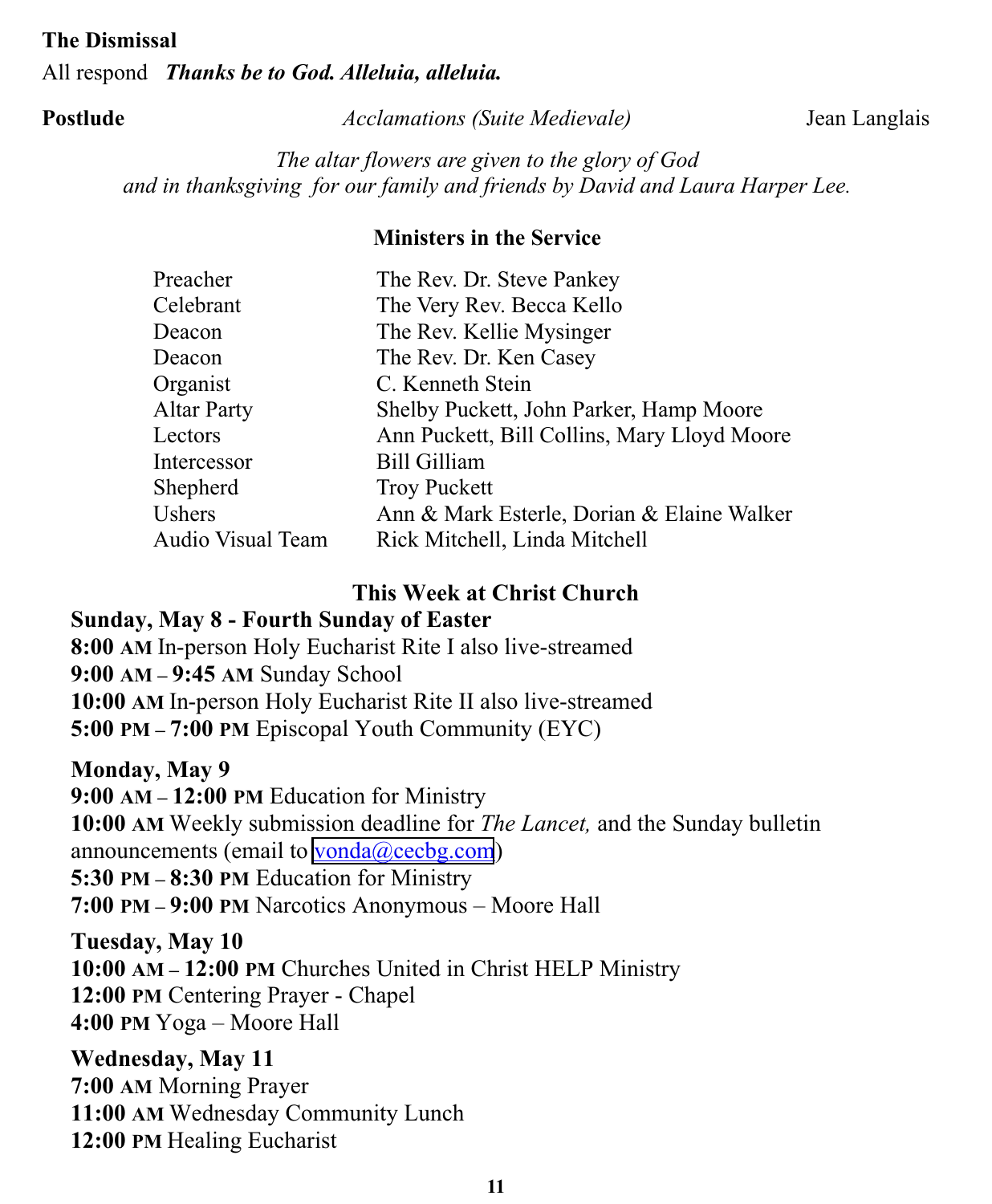**The Dismissal**

All respond ***Thanks be to God. Alleluia, alleluia.***

**Postlude** *Acclamations (Suite Medievale)* Jean Langlais

*The altar flowers are given to the glory of God and in thanksgiving for our family and friends by David and Laura Harper Lee.*

## Ministers in the Service

| | |
|---|---|
| Preacher | The Rev. Dr. Steve Pankey |
| Celebrant | The Very Rev. Becca Kello |
| Deacon | The Rev. Kellie Mysinger |
| Deacon | The Rev. Dr. Ken Casey |
| Organist | C. Kenneth Stein |
| Altar Party | Shelby Puckett, John Parker, Hamp Moore |
| Lectors | Ann Puckett, Bill Collins, Mary Lloyd Moore |
| Intercessor | Bill Gilliam |
| Shepherd | Troy Puckett |
| Ushers | Ann & Mark Esterle, Dorian & Elaine Walker |
| Audio Visual Team | Rick Mitchell, Linda Mitchell |

## This Week at Christ Church

**Sunday, May 8 - Fourth Sunday of Easter**

**8:00 AM** In-person Holy Eucharist Rite I also live-streamed
**9:00 AM – 9:45 AM** Sunday School
**10:00 AM** In-person Holy Eucharist Rite II also live-streamed
**5:00 PM – 7:00 PM** Episcopal Youth Community (EYC)

**Monday, May 9**

**9:00 AM – 12:00 PM** Education for Ministry
**10:00 AM** Weekly submission deadline for *The Lancet,* and the Sunday bulletin announcements (email to vonda@cecbg.com)
**5:30 PM – 8:30 PM** Education for Ministry
**7:00 PM – 9:00 PM** Narcotics Anonymous – Moore Hall

**Tuesday, May 10**

**10:00 AM – 12:00 PM** Churches United in Christ HELP Ministry
**12:00 PM** Centering Prayer - Chapel
**4:00 PM** Yoga – Moore Hall

**Wednesday, May 11**

**7:00 AM** Morning Prayer
**11:00 AM** Wednesday Community Lunch
**12:00 PM** Healing Eucharist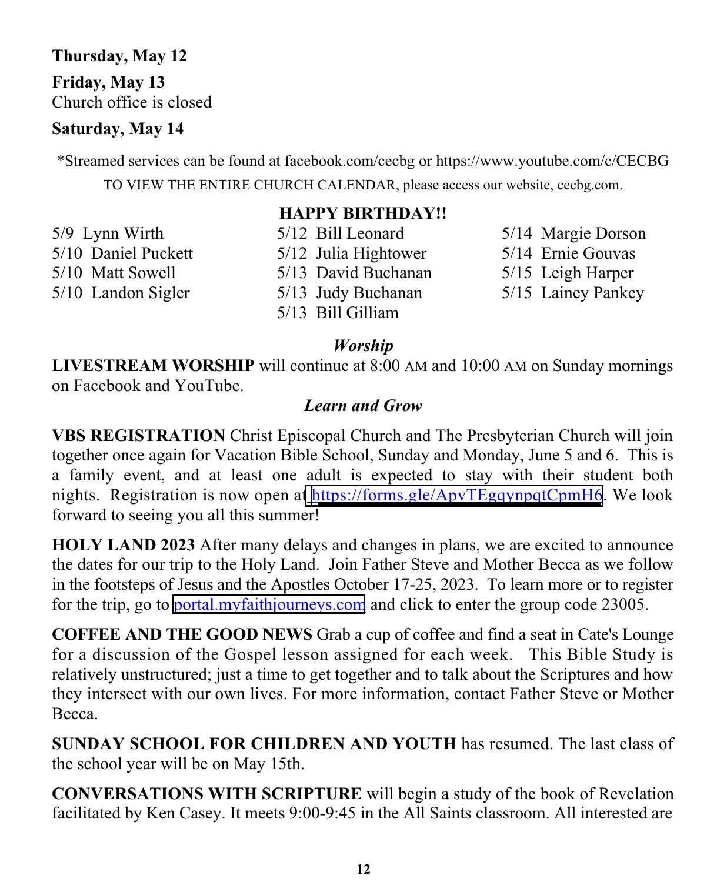**Thursday, May 12**

**Friday, May 13**
Church office is closed

**Saturday, May 14**

*Streamed services can be found at facebook.com/cecbg or https://www.youtube.com/c/CECBG

TO VIEW THE ENTIRE CHURCH CALENDAR, please access our website, cecbg.com.

**HAPPY BIRTHDAY!!**

5/9 Lynn Wirth
5/10 Daniel Puckett
5/10 Matt Sowell
5/10 Landon Sigler
5/12 Bill Leonard
5/12 Julia Hightower
5/13 David Buchanan
5/13 Judy Buchanan
5/13 Bill Gilliam
5/14 Margie Dorson
5/14 Ernie Gouvas
5/15 Leigh Harper
5/15 Lainey Pankey

***Worship***

**LIVESTREAM WORSHIP** will continue at 8:00 AM and 10:00 AM on Sunday mornings on Facebook and YouTube.

***Learn and Grow***

**VBS REGISTRATION** Christ Episcopal Church and The Presbyterian Church will join together once again for Vacation Bible School, Sunday and Monday, June 5 and 6. This is a family event, and at least one adult is expected to stay with their student both nights. Registration is now open at https://forms.gle/ApvTEgqynpqtCpmH6. We look forward to seeing you all this summer!

**HOLY LAND 2023** After many delays and changes in plans, we are excited to announce the dates for our trip to the Holy Land. Join Father Steve and Mother Becca as we follow in the footsteps of Jesus and the Apostles October 17-25, 2023. To learn more or to register for the trip, go to portal.myfaithjourneys.com and click to enter the group code 23005.

**COFFEE AND THE GOOD NEWS** Grab a cup of coffee and find a seat in Cate's Lounge for a discussion of the Gospel lesson assigned for each week. This Bible Study is relatively unstructured; just a time to get together and to talk about the Scriptures and how they intersect with our own lives. For more information, contact Father Steve or Mother Becca.

**SUNDAY SCHOOL FOR CHILDREN AND YOUTH** has resumed. The last class of the school year will be on May 15th.

**CONVERSATIONS WITH SCRIPTURE** will begin a study of the book of Revelation facilitated by Ken Casey. It meets 9:00-9:45 in the All Saints classroom. All interested are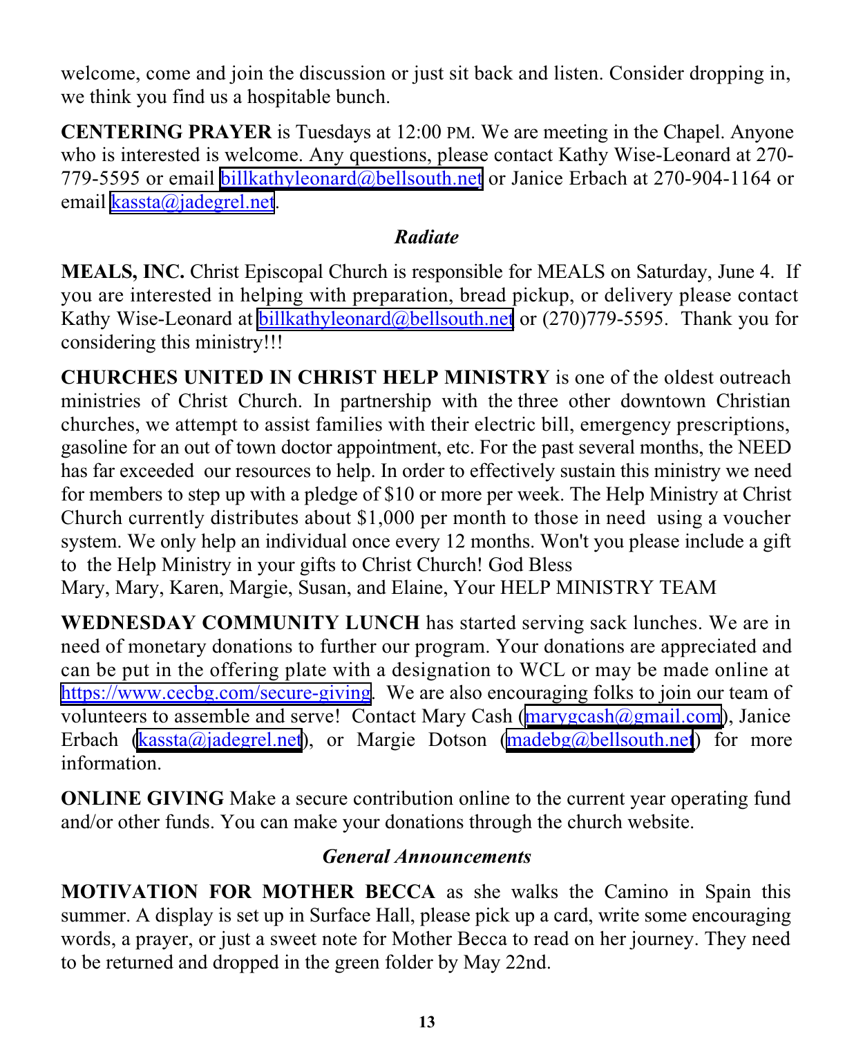welcome, come and join the discussion or just sit back and listen. Consider dropping in, we think you find us a hospitable bunch.

**CENTERING PRAYER** is Tuesdays at 12:00 PM. We are meeting in the Chapel. Anyone who is interested is welcome. Any questions, please contact Kathy Wise-Leonard at 270-779-5595 or email billkathyleonard@bellsouth.net or Janice Erbach at 270-904-1164 or email kassta@jadegrel.net.

### *Radiate*

**MEALS, INC.** Christ Episcopal Church is responsible for MEALS on Saturday, June 4. If you are interested in helping with preparation, bread pickup, or delivery please contact Kathy Wise-Leonard at billkathyleonard@bellsouth.net or (270)779-5595. Thank you for considering this ministry!!!

**CHURCHES UNITED IN CHRIST HELP MINISTRY** is one of the oldest outreach ministries of Christ Church. In partnership with the three other downtown Christian churches, we attempt to assist families with their electric bill, emergency prescriptions, gasoline for an out of town doctor appointment, etc. For the past several months, the NEED has far exceeded our resources to help. In order to effectively sustain this ministry we need for members to step up with a pledge of $10 or more per week. The Help Ministry at Christ Church currently distributes about $1,000 per month to those in need using a voucher system. We only help an individual once every 12 months. Won't you please include a gift to the Help Ministry in your gifts to Christ Church! God Bless
Mary, Mary, Karen, Margie, Susan, and Elaine, Your HELP MINISTRY TEAM

**WEDNESDAY COMMUNITY LUNCH** has started serving sack lunches. We are in need of monetary donations to further our program. Your donations are appreciated and can be put in the offering plate with a designation to WCL or may be made online at https://www.cecbg.com/secure-giving. We are also encouraging folks to join our team of volunteers to assemble and serve! Contact Mary Cash (marygcash@gmail.com), Janice Erbach (kassta@jadegrel.net), or Margie Dotson (madebg@bellsouth.net) for more information.

**ONLINE GIVING** Make a secure contribution online to the current year operating fund and/or other funds. You can make your donations through the church website.

### *General Announcements*

**MOTIVATION FOR MOTHER BECCA** as she walks the Camino in Spain this summer. A display is set up in Surface Hall, please pick up a card, write some encouraging words, a prayer, or just a sweet note for Mother Becca to read on her journey. They need to be returned and dropped in the green folder by May 22nd.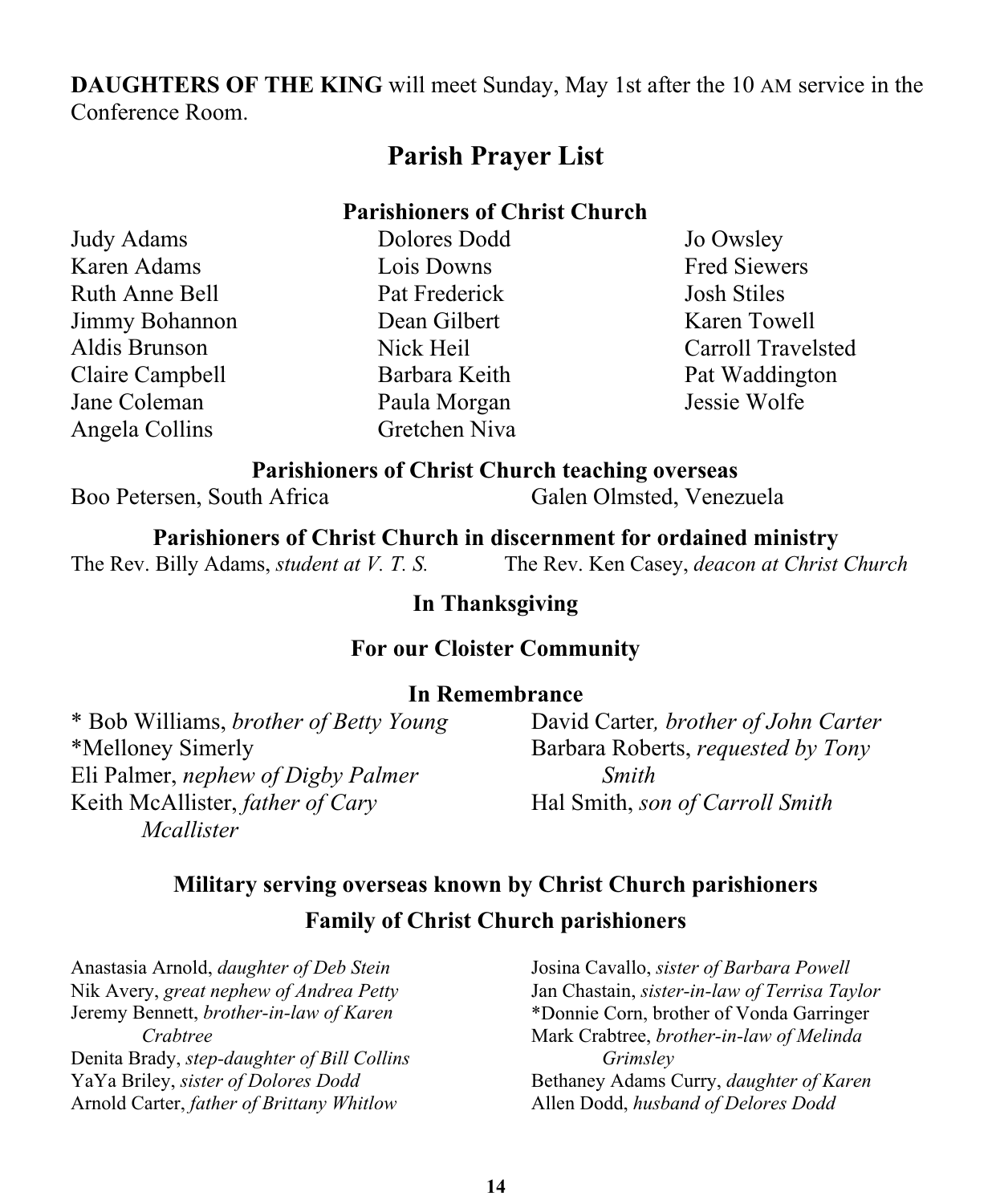**DAUGHTERS OF THE KING** will meet Sunday, May 1st after the 10 AM service in the Conference Room.

## Parish Prayer List

### Parishioners of Christ Church

Judy Adams
Karen Adams
Ruth Anne Bell
Jimmy Bohannon
Aldis Brunson
Claire Campbell
Jane Coleman
Angela Collins
Dolores Dodd
Lois Downs
Pat Frederick
Dean Gilbert
Nick Heil
Barbara Keith
Paula Morgan
Gretchen Niva
Jo Owsley
Fred Siewers
Josh Stiles
Karen Towell
Carroll Travelsted
Pat Waddington
Jessie Wolfe

### Parishioners of Christ Church teaching overseas

Boo Petersen, South Africa
Galen Olmsted, Venezuela

### Parishioners of Christ Church in discernment for ordained ministry

The Rev. Billy Adams, *student at V. T. S.*
The Rev. Ken Casey, *deacon at Christ Church*

### In Thanksgiving

### For our Cloister Community

### In Remembrance

* Bob Williams, *brother of Betty Young*
*Melloney Simerly
Eli Palmer, *nephew of Digby Palmer*
Keith McAllister, *father of Cary Mcallister*
David Carter, *brother of John Carter*
Barbara Roberts, *requested by Tony Smith*
Hal Smith, *son of Carroll Smith*

### Military serving overseas known by Christ Church parishioners

### Family of Christ Church parishioners

Anastasia Arnold, *daughter of Deb Stein*
Nik Avery, *great nephew of Andrea Petty*
Jeremy Bennett, *brother-in-law of Karen Crabtree*
Denita Brady, *step-daughter of Bill Collins*
YaYa Briley, *sister of Dolores Dodd*
Arnold Carter, *father of Brittany Whitlow*
Josina Cavallo, *sister of Barbara Powell*
Jan Chastain, *sister-in-law of Terrisa Taylor*
*Donnie Corn, brother of Vonda Garringer
Mark Crabtree, *brother-in-law of Melinda Grimsley*
Bethaney Adams Curry, *daughter of Karen*
Allen Dodd, *husband of Delores Dodd*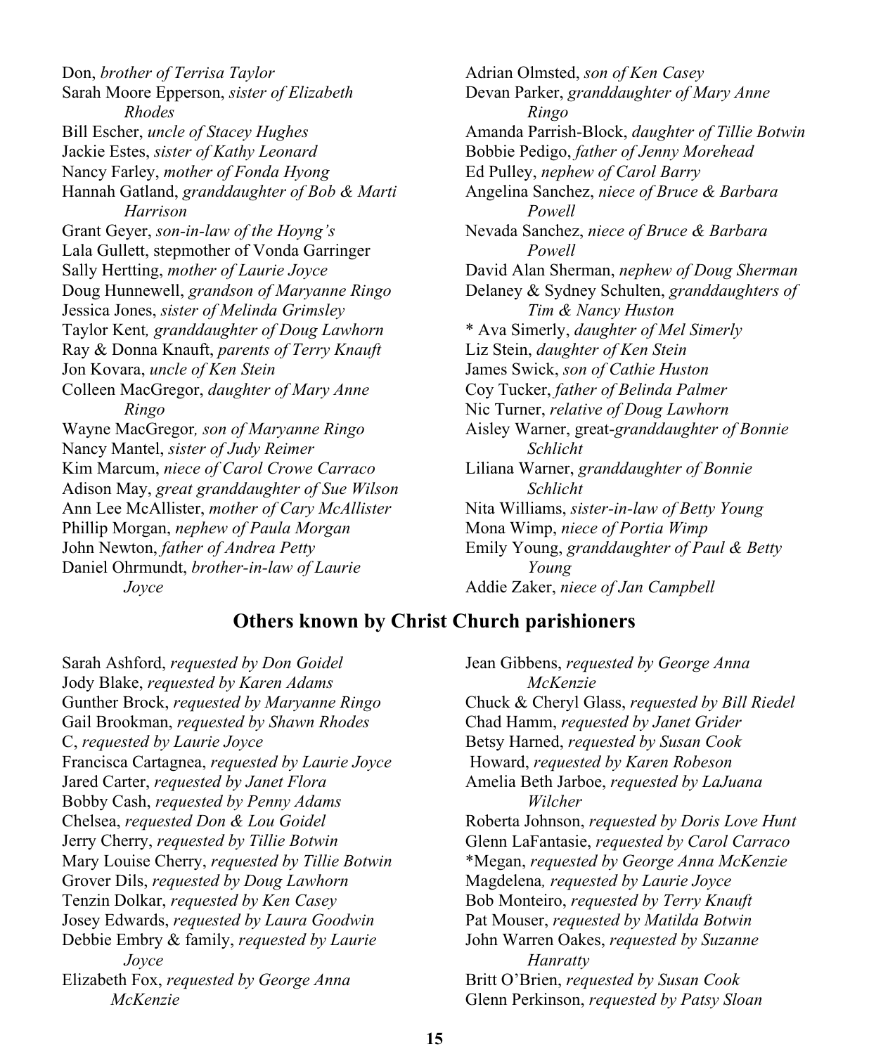Don, *brother of Terrisa Taylor*
Sarah Moore Epperson, *sister of Elizabeth Rhodes*
Bill Escher, *uncle of Stacey Hughes*
Jackie Estes, *sister of Kathy Leonard*
Nancy Farley, *mother of Fonda Hyong*
Hannah Gatland, *granddaughter of Bob & Marti Harrison*
Grant Geyer, *son-in-law of the Hoyng's*
Lala Gullett, stepmother of Vonda Garringer
Sally Hertting, *mother of Laurie Joyce*
Doug Hunnewell, *grandson of Maryanne Ringo*
Jessica Jones, *sister of Melinda Grimsley*
Taylor Kent*, granddaughter of Doug Lawhorn*
Ray & Donna Knauft, *parents of Terry Knauft*
Jon Kovara, *uncle of Ken Stein*
Colleen MacGregor, *daughter of Mary Anne Ringo*
Wayne MacGregor*, son of Maryanne Ringo*
Nancy Mantel, *sister of Judy Reimer*
Kim Marcum, *niece of Carol Crowe Carraco*
Adison May, *great granddaughter of Sue Wilson*
Ann Lee McAllister, *mother of Cary McAllister*
Phillip Morgan, *nephew of Paula Morgan*
John Newton, *father of Andrea Petty*
Daniel Ohrmundt, *brother-in-law of Laurie Joyce*
Adrian Olmsted, *son of Ken Casey*
Devan Parker, *granddaughter of Mary Anne Ringo*
Amanda Parrish-Block, *daughter of Tillie Botwin*
Bobbie Pedigo, *father of Jenny Morehead*
Ed Pulley, *nephew of Carol Barry*
Angelina Sanchez, *niece of Bruce & Barbara Powell*
Nevada Sanchez, *niece of Bruce & Barbara Powell*
David Alan Sherman, *nephew of Doug Sherman*
Delaney & Sydney Schulten, *granddaughters of Tim & Nancy Huston*
* Ava Simerly, *daughter of Mel Simerly*
Liz Stein, *daughter of Ken Stein*
James Swick, *son of Cathie Huston*
Coy Tucker, *father of Belinda Palmer*
Nic Turner, *relative of Doug Lawhorn*
Aisley Warner, great-*granddaughter of Bonnie Schlicht*
Liliana Warner, *granddaughter of Bonnie Schlicht*
Nita Williams, *sister-in-law of Betty Young*
Mona Wimp, *niece of Portia Wimp*
Emily Young, *granddaughter of Paul & Betty Young*
Addie Zaker, *niece of Jan Campbell*

## Others known by Christ Church parishioners

Sarah Ashford, *requested by Don Goidel*
Jody Blake, *requested by Karen Adams*
Gunther Brock, *requested by Maryanne Ringo*
Gail Brookman, *requested by Shawn Rhodes*
C, *requested by Laurie Joyce*
Francisca Cartagnea, *requested by Laurie Joyce*
Jared Carter, *requested by Janet Flora*
Bobby Cash, *requested by Penny Adams*
Chelsea, *requested Don & Lou Goidel*
Jerry Cherry, *requested by Tillie Botwin*
Mary Louise Cherry, *requested by Tillie Botwin*
Grover Dils, *requested by Doug Lawhorn*
Tenzin Dolkar, *requested by Ken Casey*
Josey Edwards, *requested by Laura Goodwin*
Debbie Embry & family, *requested by Laurie Joyce*
Elizabeth Fox, *requested by George Anna McKenzie*
Jean Gibbens, *requested by George Anna McKenzie*
Chuck & Cheryl Glass, *requested by Bill Riedel*
Chad Hamm, *requested by Janet Grider*
Betsy Harned, *requested by Susan Cook*
Howard, *requested by Karen Robeson*
Amelia Beth Jarboe, *requested by LaJuana Wilcher*
Roberta Johnson, *requested by Doris Love Hunt*
Glenn LaFantasie, *requested by Carol Carraco*
*Megan, *requested by George Anna McKenzie*
Magdelena*, requested by Laurie Joyce*
Bob Monteiro, *requested by Terry Knauft*
Pat Mouser, *requested by Matilda Botwin*
John Warren Oakes, *requested by Suzanne Hanratty*
Britt O'Brien, *requested by Susan Cook*
Glenn Perkinson, *requested by Patsy Sloan*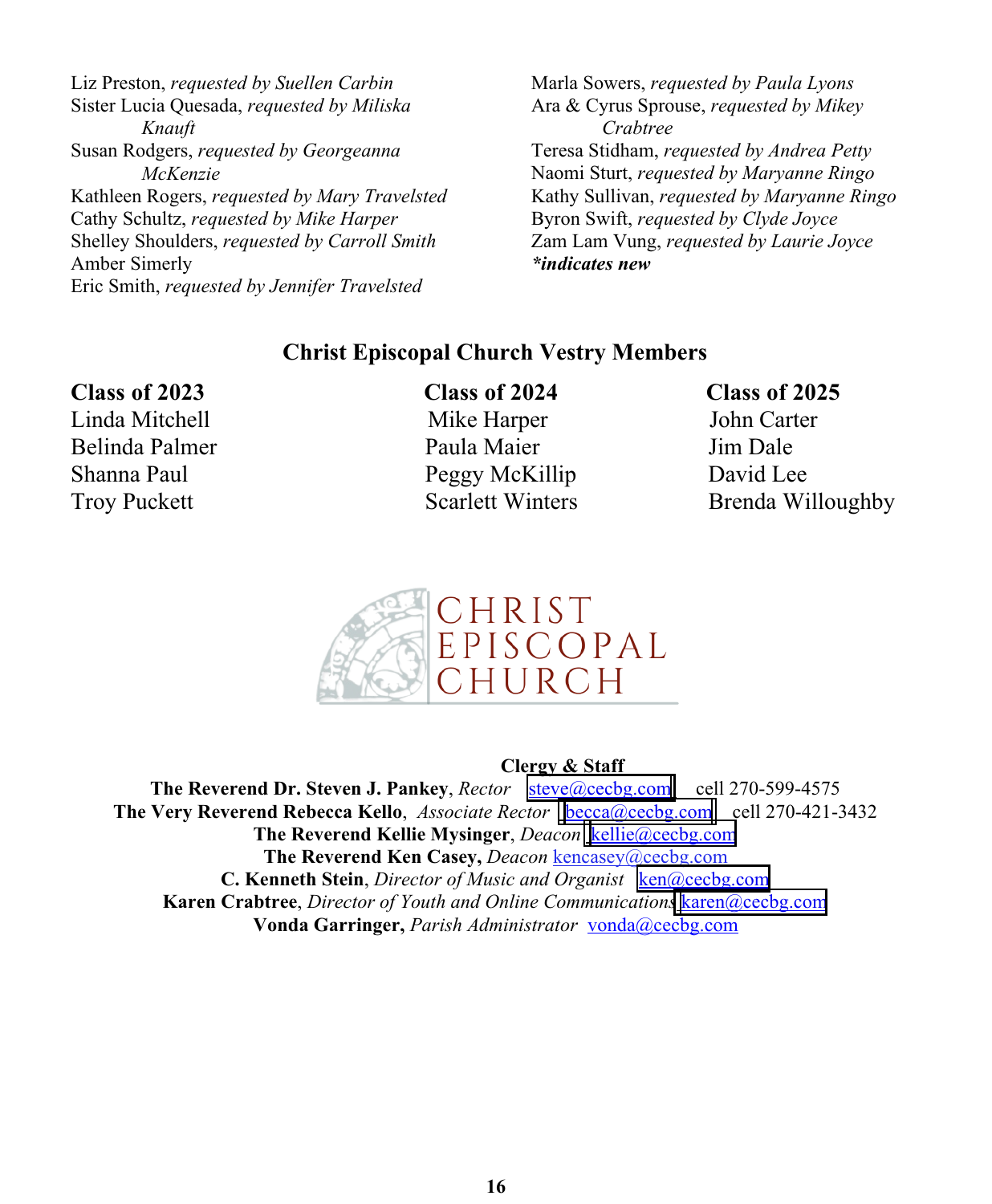Liz Preston, *requested by Suellen Carbin*
Sister Lucia Quesada, *requested by Miliska Knauft*
Susan Rodgers, *requested by Georgeanna McKenzie*
Kathleen Rogers, *requested by Mary Travelsted*
Cathy Schultz, *requested by Mike Harper*
Shelley Shoulders, *requested by Carroll Smith*
Amber Simerly
Eric Smith, *requested by Jennifer Travelsted*
Marla Sowers, *requested by Paula Lyons*
Ara & Cyrus Sprouse, *requested by Mikey Crabtree*
Teresa Stidham, *requested by Andrea Petty*
Naomi Sturt, *requested by Maryanne Ringo*
Kathy Sullivan, *requested by Maryanne Ringo*
Byron Swift, *requested by Clyde Joyce*
Zam Lam Vung, *requested by Laurie Joyce*
***indicates new***

## Christ Episcopal Church Vestry Members

| **Class of 2023** | **Class of 2024** | **Class of 2025** |
|---|---|---|
| Linda Mitchell | Mike Harper | John Carter |
| Belinda Palmer | Paula Maier | Jim Dale |
| Shanna Paul | Peggy McKillip | David Lee |
| Troy Puckett | Scarlett Winters | Brenda Willoughby |

CHRIST EPISCOPAL CHURCH

**Clergy & Staff**

**The Reverend Dr. Steven J. Pankey**, *Rector* steve@cecbg.com cell 270-599-4575
**The Very Reverend Rebecca Kello**, *Associate Rector* becca@cecbg.com cell 270-421-3432
**The Reverend Kellie Mysinger**, *Deacon* kellie@cecbg.com
**The Reverend Ken Casey,** *Deacon* kencasey@cecbg.com
**C. Kenneth Stein**, *Director of Music and Organist* ken@cecbg.com
**Karen Crabtree**, *Director of Youth and Online Communications* karen@cecbg.com
**Vonda Garringer,** *Parish Administrator* vonda@cecbg.com